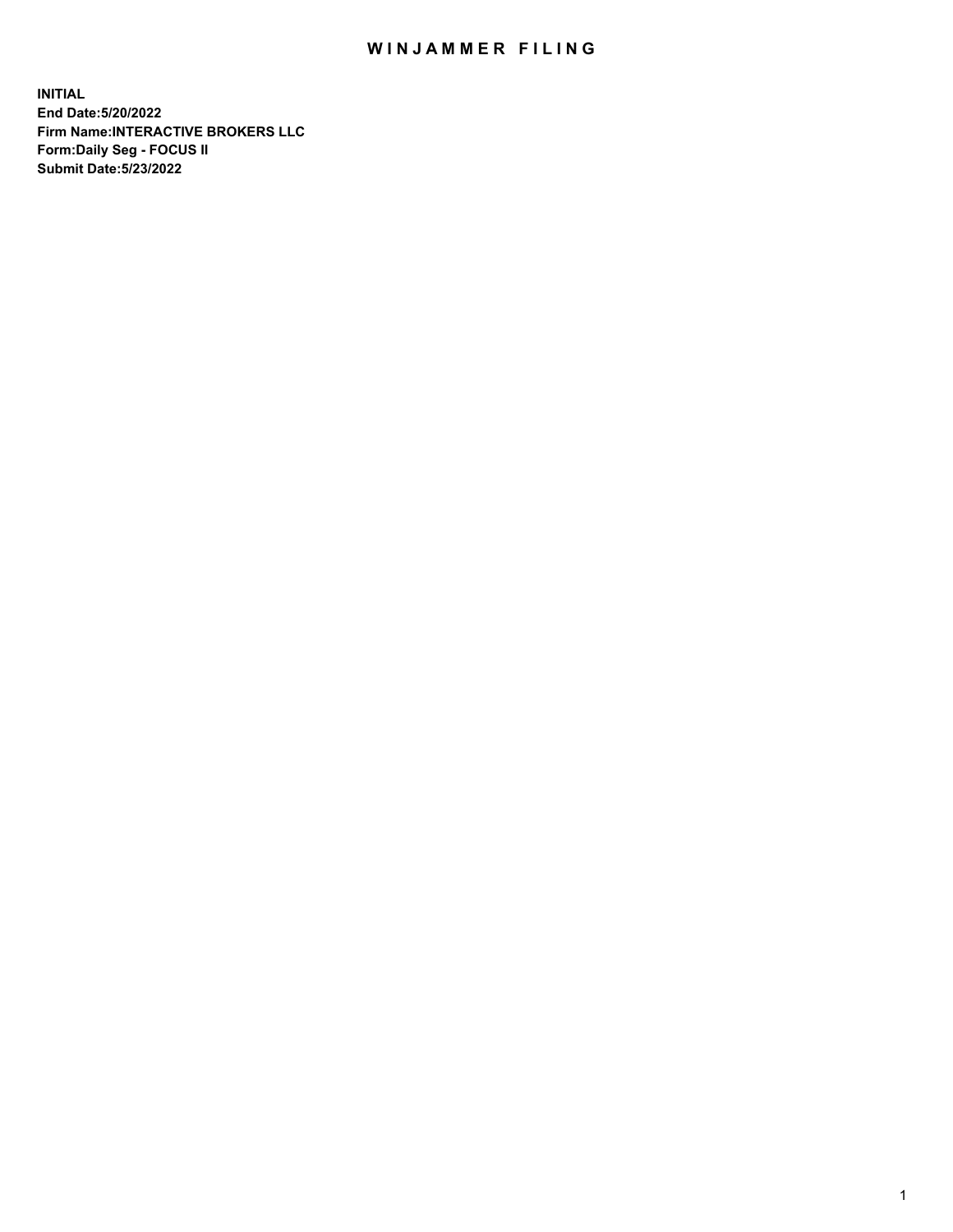# WINJAMMER FILING

**INITIAL**
**End Date:5/20/2022**
**Firm Name:INTERACTIVE BROKERS LLC**
**Form:Daily Seg - FOCUS II**
**Submit Date:5/23/2022**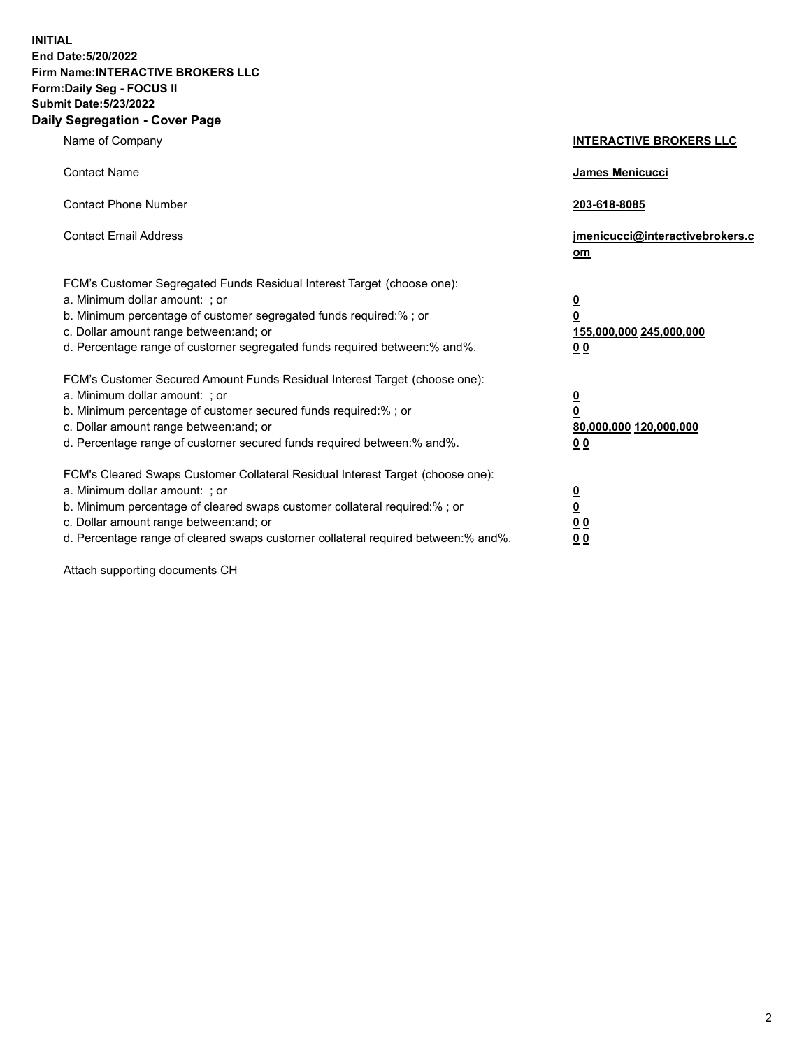**INITIAL**
**End Date:5/20/2022**
**Firm Name:INTERACTIVE BROKERS LLC**
**Form:Daily Seg - FOCUS II**
**Submit Date:5/23/2022**
**Daily Segregation - Cover Page**

| | |
|---|---|
| Name of Company | **INTERACTIVE BROKERS LLC** |
| Contact Name | **James Menicucci** |
| Contact Phone Number | **203-618-8085** |
| Contact Email Address | **jmenicucci@interactivebrokers.com** |
| FCM's Customer Segregated Funds Residual Interest Target (choose one): | |
| a. Minimum dollar amount: ; or | **0** |
| b. Minimum percentage of customer segregated funds required:% ; or | **0** |
| c. Dollar amount range between:and; or | **155,000,000** **245,000,000** |
| d. Percentage range of customer segregated funds required between:% and%. | **0** **0** |
| FCM's Customer Secured Amount Funds Residual Interest Target (choose one): | |
| a. Minimum dollar amount: ; or | **0** |
| b. Minimum percentage of customer secured funds required:% ; or | **0** |
| c. Dollar amount range between:and; or | **80,000,000** **120,000,000** |
| d. Percentage range of customer secured funds required between:% and%. | **0** **0** |
| FCM's Cleared Swaps Customer Collateral Residual Interest Target (choose one): | |
| a. Minimum dollar amount: ; or | **0** |
| b. Minimum percentage of cleared swaps customer collateral required:% ; or | **0** |
| c. Dollar amount range between:and; or | **0** **0** |
| d. Percentage range of cleared swaps customer collateral required between:% and%. | **0** **0** |

Attach supporting documents CH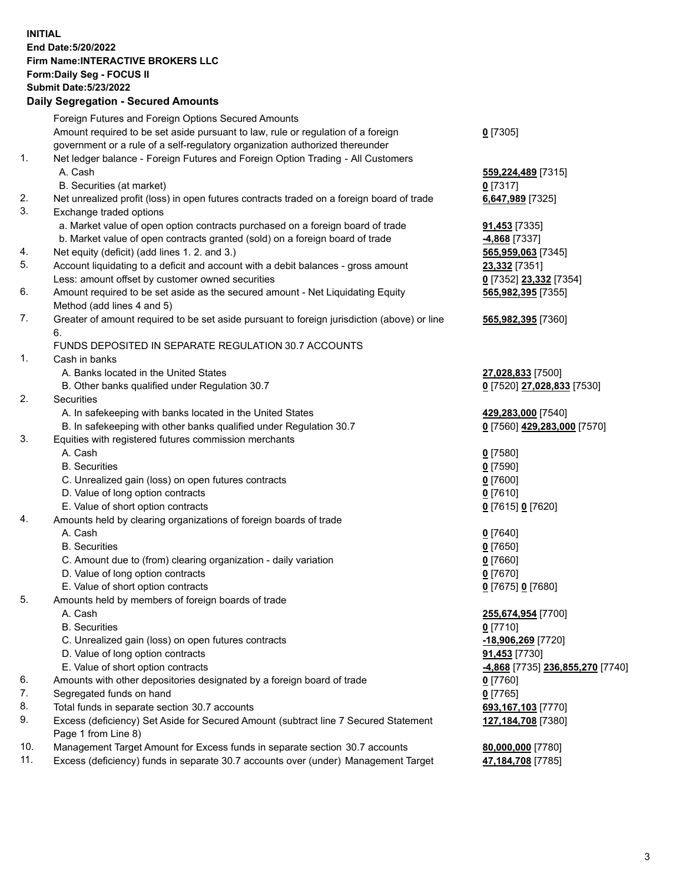**INITIAL**
**End Date:5/20/2022**
**Firm Name:INTERACTIVE BROKERS LLC**
**Form:Daily Seg - FOCUS II**
**Submit Date:5/23/2022**

## Daily Segregation - Secured Amounts

| | | |
|---|---|---|
| | Foreign Futures and Foreign Options Secured Amounts | |
| | Amount required to be set aside pursuant to law, rule or regulation of a foreign government or a rule of a self-regulatory organization authorized thereunder | **0** [7305] |
| 1. | Net ledger balance - Foreign Futures and Foreign Option Trading - All Customers | |
| | A. Cash | **559,224,489** [7315] |
| | B. Securities (at market) | **0** [7317] |
| 2. | Net unrealized profit (loss) in open futures contracts traded on a foreign board of trade | **6,647,989** [7325] |
| 3. | Exchange traded options | |
| | a. Market value of open option contracts purchased on a foreign board of trade | **91,453** [7335] |
| | b. Market value of open contracts granted (sold) on a foreign board of trade | **-4,868** [7337] |
| 4. | Net equity (deficit) (add lines 1. 2. and 3.) | **565,959,063** [7345] |
| 5. | Account liquidating to a deficit and account with a debit balances - gross amount | **23,332** [7351] |
| | Less: amount offset by customer owned securities | **0** [7352] **23,332** [7354] |
| 6. | Amount required to be set aside as the secured amount - Net Liquidating Equity Method (add lines 4 and 5) | **565,982,395** [7355] |
| 7. | Greater of amount required to be set aside pursuant to foreign jurisdiction (above) or line 6. | **565,982,395** [7360] |
| | FUNDS DEPOSITED IN SEPARATE REGULATION 30.7 ACCOUNTS | |
| 1. | Cash in banks | |
| | A. Banks located in the United States | **27,028,833** [7500] |
| | B. Other banks qualified under Regulation 30.7 | **0** [7520] **27,028,833** [7530] |
| 2. | Securities | |
| | A. In safekeeping with banks located in the United States | **429,283,000** [7540] |
| | B. In safekeeping with other banks qualified under Regulation 30.7 | **0** [7560] **429,283,000** [7570] |
| 3. | Equities with registered futures commission merchants | |
| | A. Cash | **0** [7580] |
| | B. Securities | **0** [7590] |
| | C. Unrealized gain (loss) on open futures contracts | **0** [7600] |
| | D. Value of long option contracts | **0** [7610] |
| | E. Value of short option contracts | **0** [7615] **0** [7620] |
| 4. | Amounts held by clearing organizations of foreign boards of trade | |
| | A. Cash | **0** [7640] |
| | B. Securities | **0** [7650] |
| | C. Amount due to (from) clearing organization - daily variation | **0** [7660] |
| | D. Value of long option contracts | **0** [7670] |
| | E. Value of short option contracts | **0** [7675] **0** [7680] |
| 5. | Amounts held by members of foreign boards of trade | |
| | A. Cash | **255,674,954** [7700] |
| | B. Securities | **0** [7710] |
| | C. Unrealized gain (loss) on open futures contracts | **-18,906,269** [7720] |
| | D. Value of long option contracts | **91,453** [7730] |
| | E. Value of short option contracts | **-4,868** [7735] **236,855,270** [7740] |
| 6. | Amounts with other depositories designated by a foreign board of trade | **0** [7760] |
| 7. | Segregated funds on hand | **0** [7765] |
| 8. | Total funds in separate section 30.7 accounts | **693,167,103** [7770] |
| 9. | Excess (deficiency) Set Aside for Secured Amount (subtract line 7 Secured Statement Page 1 from Line 8) | **127,184,708** [7380] |
| 10. | Management Target Amount for Excess funds in separate section 30.7 accounts | **80,000,000** [7780] |
| 11. | Excess (deficiency) funds in separate 30.7 accounts over (under) Management Target | **47,184,708** [7785] |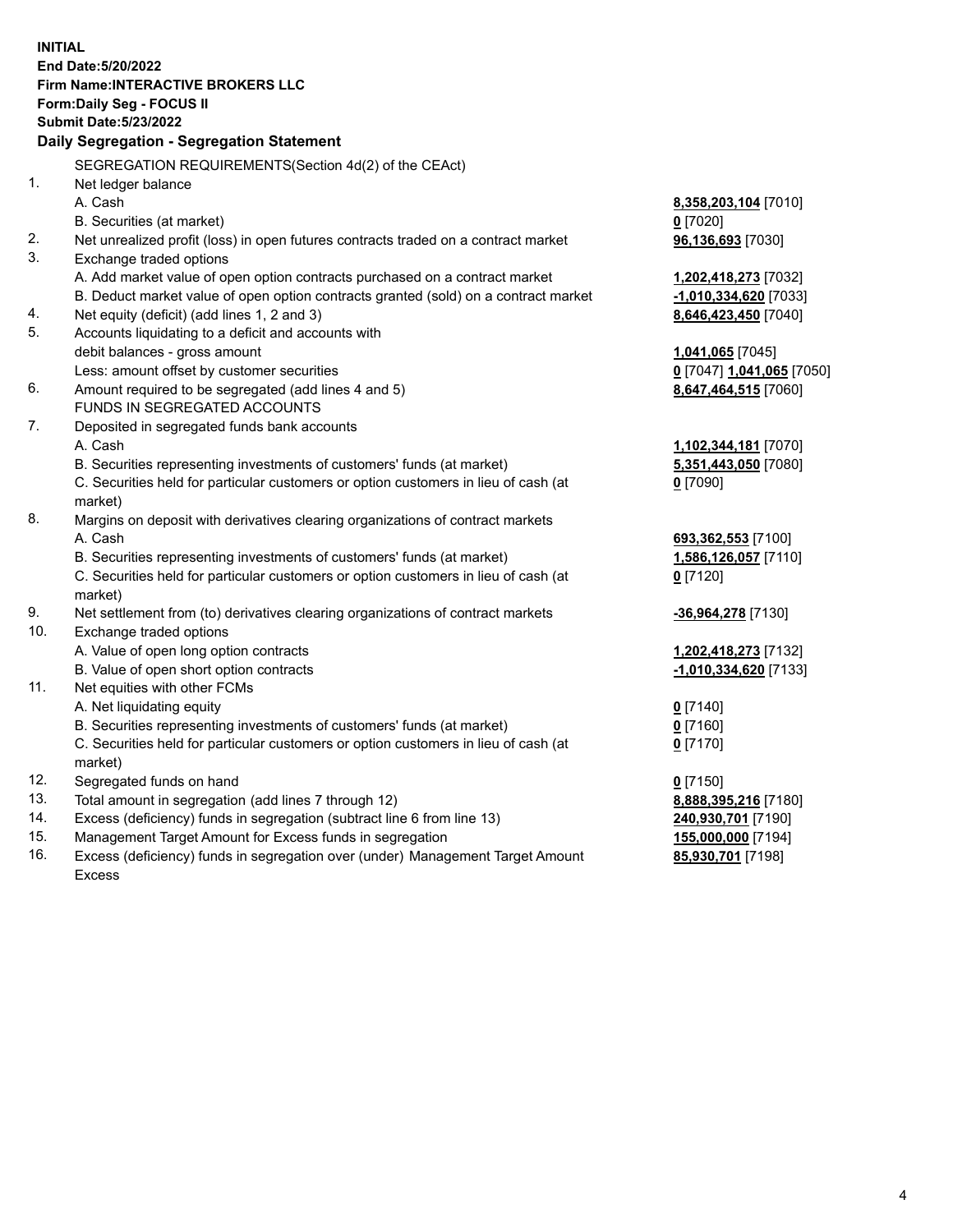**INITIAL**
**End Date:5/20/2022**
**Firm Name:INTERACTIVE BROKERS LLC**
**Form:Daily Seg - FOCUS II**
**Submit Date:5/23/2022**

### Daily Segregation - Segregation Statement

SEGREGATION REQUIREMENTS(Section 4d(2) of the CEAct)

| | | |
|---|---|---|
| 1. | Net ledger balance | |
| | A. Cash | **8,358,203,104** [7010] |
| | B. Securities (at market) | **0** [7020] |
| 2. | Net unrealized profit (loss) in open futures contracts traded on a contract market | **96,136,693** [7030] |
| 3. | Exchange traded options | |
| | A. Add market value of open option contracts purchased on a contract market | **1,202,418,273** [7032] |
| | B. Deduct market value of open option contracts granted (sold) on a contract market | **-1,010,334,620** [7033] |
| 4. | Net equity (deficit) (add lines 1, 2 and 3) | **8,646,423,450** [7040] |
| 5. | Accounts liquidating to a deficit and accounts with debit balances - gross amount | **1,041,065** [7045] |
| | Less: amount offset by customer securities | **0** [7047] **1,041,065** [7050] |
| 6. | Amount required to be segregated (add lines 4 and 5) | **8,647,464,515** [7060] |
| | FUNDS IN SEGREGATED ACCOUNTS | |
| 7. | Deposited in segregated funds bank accounts | |
| | A. Cash | **1,102,344,181** [7070] |
| | B. Securities representing investments of customers' funds (at market) | **5,351,443,050** [7080] |
| | C. Securities held for particular customers or option customers in lieu of cash (at market) | **0** [7090] |
| 8. | Margins on deposit with derivatives clearing organizations of contract markets | |
| | A. Cash | **693,362,553** [7100] |
| | B. Securities representing investments of customers' funds (at market) | **1,586,126,057** [7110] |
| | C. Securities held for particular customers or option customers in lieu of cash (at market) | **0** [7120] |
| 9. | Net settlement from (to) derivatives clearing organizations of contract markets | **-36,964,278** [7130] |
| 10. | Exchange traded options | |
| | A. Value of open long option contracts | **1,202,418,273** [7132] |
| | B. Value of open short option contracts | **-1,010,334,620** [7133] |
| 11. | Net equities with other FCMs | |
| | A. Net liquidating equity | **0** [7140] |
| | B. Securities representing investments of customers' funds (at market) | **0** [7160] |
| | C. Securities held for particular customers or option customers in lieu of cash (at market) | **0** [7170] |
| 12. | Segregated funds on hand | **0** [7150] |
| 13. | Total amount in segregation (add lines 7 through 12) | **8,888,395,216** [7180] |
| 14. | Excess (deficiency) funds in segregation (subtract line 6 from line 13) | **240,930,701** [7190] |
| 15. | Management Target Amount for Excess funds in segregation | **155,000,000** [7194] |
| 16. | Excess (deficiency) funds in segregation over (under) Management Target Amount Excess | **85,930,701** [7198] |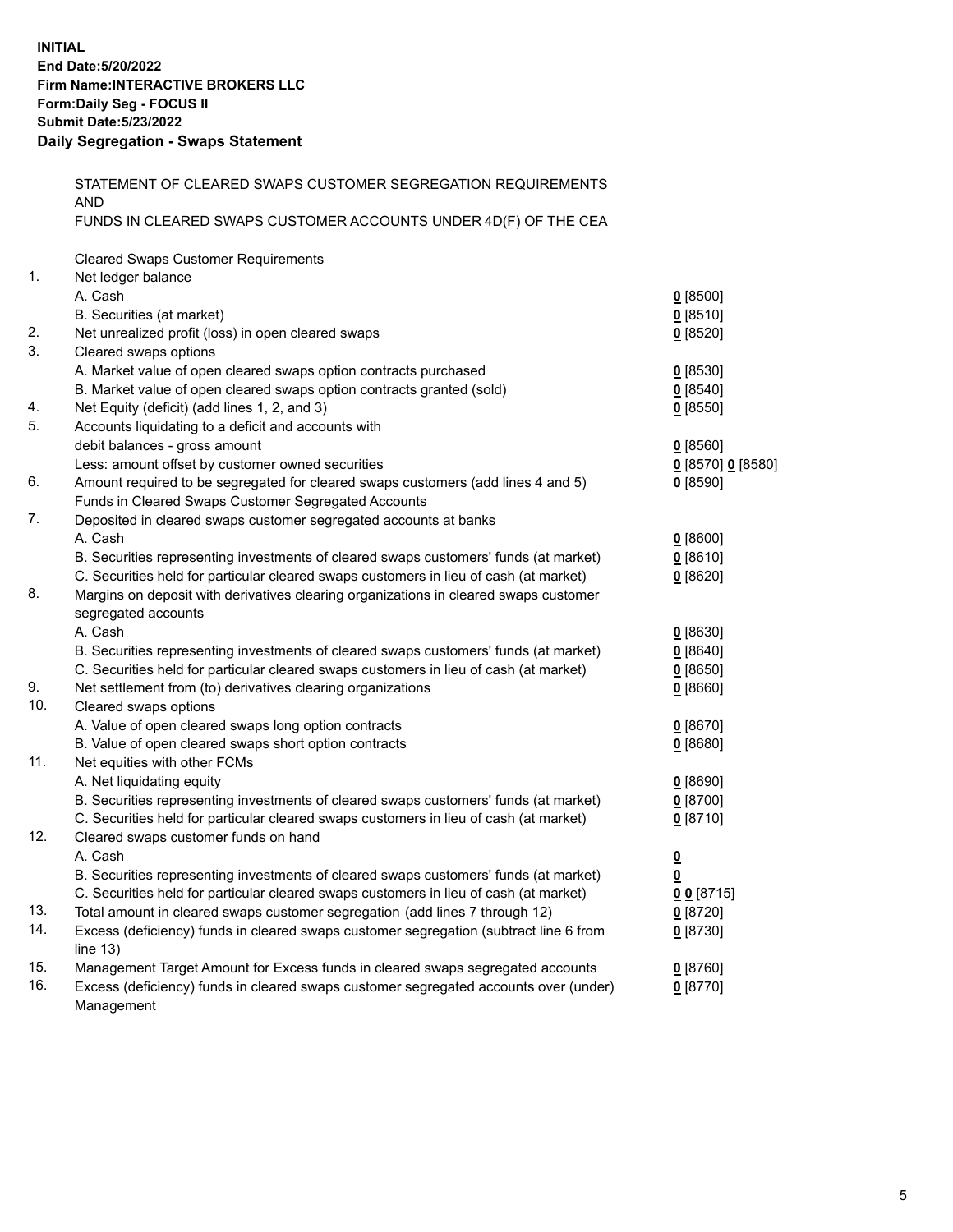**INITIAL**
**End Date:5/20/2022**
**Firm Name:INTERACTIVE BROKERS LLC**
**Form:Daily Seg - FOCUS II**
**Submit Date:5/23/2022**
**Daily Segregation - Swaps Statement**

STATEMENT OF CLEARED SWAPS CUSTOMER SEGREGATION REQUIREMENTS AND FUNDS IN CLEARED SWAPS CUSTOMER ACCOUNTS UNDER 4D(F) OF THE CEA

| | | |
|---|---|---|
| | Cleared Swaps Customer Requirements | |
| 1. | Net ledger balance | |
| | A. Cash | 0 [8500] |
| | B. Securities (at market) | 0 [8510] |
| 2. | Net unrealized profit (loss) in open cleared swaps | 0 [8520] |
| 3. | Cleared swaps options | |
| | A. Market value of open cleared swaps option contracts purchased | 0 [8530] |
| | B. Market value of open cleared swaps option contracts granted (sold) | 0 [8540] |
| 4. | Net Equity (deficit) (add lines 1, 2, and 3) | 0 [8550] |
| 5. | Accounts liquidating to a deficit and accounts with | |
| | debit balances - gross amount | 0 [8560] |
| | Less: amount offset by customer owned securities | 0 [8570] 0 [8580] |
| 6. | Amount required to be segregated for cleared swaps customers (add lines 4 and 5) | 0 [8590] |
| | Funds in Cleared Swaps Customer Segregated Accounts | |
| 7. | Deposited in cleared swaps customer segregated accounts at banks | |
| | A. Cash | 0 [8600] |
| | B. Securities representing investments of cleared swaps customers' funds (at market) | 0 [8610] |
| | C. Securities held for particular cleared swaps customers in lieu of cash (at market) | 0 [8620] |
| 8. | Margins on deposit with derivatives clearing organizations in cleared swaps customer segregated accounts | |
| | A. Cash | 0 [8630] |
| | B. Securities representing investments of cleared swaps customers' funds (at market) | 0 [8640] |
| | C. Securities held for particular cleared swaps customers in lieu of cash (at market) | 0 [8650] |
| 9. | Net settlement from (to) derivatives clearing organizations | 0 [8660] |
| 10. | Cleared swaps options | |
| | A. Value of open cleared swaps long option contracts | 0 [8670] |
| | B. Value of open cleared swaps short option contracts | 0 [8680] |
| 11. | Net equities with other FCMs | |
| | A. Net liquidating equity | 0 [8690] |
| | B. Securities representing investments of cleared swaps customers' funds (at market) | 0 [8700] |
| | C. Securities held for particular cleared swaps customers in lieu of cash (at market) | 0 [8710] |
| 12. | Cleared swaps customer funds on hand | |
| | A. Cash | 0 |
| | B. Securities representing investments of cleared swaps customers' funds (at market) | 0 |
| | C. Securities held for particular cleared swaps customers in lieu of cash (at market) | 0 0 [8715] |
| 13. | Total amount in cleared swaps customer segregation (add lines 7 through 12) | 0 [8720] |
| 14. | Excess (deficiency) funds in cleared swaps customer segregation (subtract line 6 from line 13) | 0 [8730] |
| 15. | Management Target Amount for Excess funds in cleared swaps segregated accounts | 0 [8760] |
| 16. | Excess (deficiency) funds in cleared swaps customer segregated accounts over (under) Management | 0 [8770] |